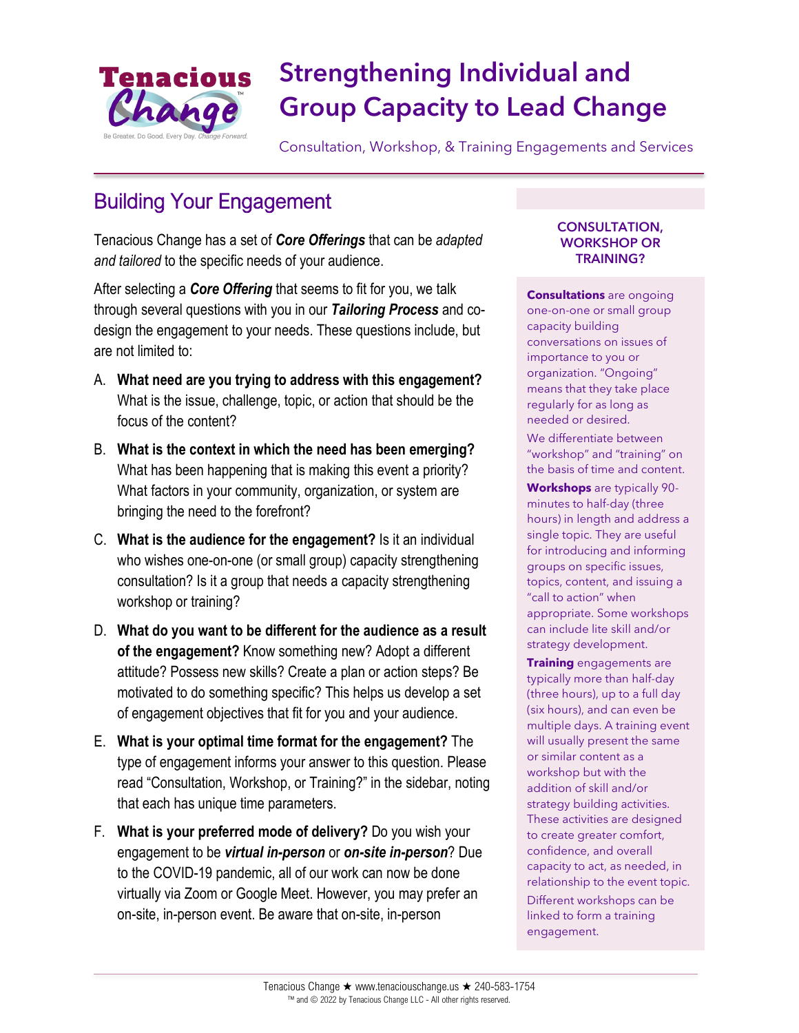# Strengthening Individual and Group Capacity to Lead Change

Consultation, Workshop, & Training Engagements and Services

## Building Your Engagement

Tenacious Change has a set of ***Core Offerings*** that can be *adapted and tailored* to the specific needs of your audience.

After selecting a ***Core Offering*** that seems to fit for you, we talk through several questions with you in our ***Tailoring Process*** and co-design the engagement to your needs. These questions include, but are not limited to:

A. **What need are you trying to address with this engagement?** What is the issue, challenge, topic, or action that should be the focus of the content?

B. **What is the context in which the need has been emerging?** What has been happening that is making this event a priority? What factors in your community, organization, or system are bringing the need to the forefront?

C. **What is the audience for the engagement?** Is it an individual who wishes one-on-one (or small group) capacity strengthening consultation? Is it a group that needs a capacity strengthening workshop or training?

D. **What do you want to be different for the audience as a result of the engagement?** Know something new? Adopt a different attitude? Possess new skills? Create a plan or action steps? Be motivated to do something specific? This helps us develop a set of engagement objectives that fit for you and your audience.

E. **What is your optimal time format for the engagement?** The type of engagement informs your answer to this question. Please read "Consultation, Workshop, or Training?" in the sidebar, noting that each has unique time parameters.

F. **What is your preferred mode of delivery?** Do you wish your engagement to be ***virtual in-person*** or ***on-site in-person***? Due to the COVID-19 pandemic, all of our work can now be done virtually via Zoom or Google Meet. However, you may prefer an on-site, in-person event. Be aware that on-site, in-person

### CONSULTATION, WORKSHOP OR TRAINING?

**Consultations** are ongoing one-on-one or small group capacity building conversations on issues of importance to you or organization. "Ongoing" means that they take place regularly for as long as needed or desired.

We differentiate between "workshop" and "training" on the basis of time and content.

**Workshops** are typically 90-minutes to half-day (three hours) in length and address a single topic. They are useful for introducing and informing groups on specific issues, topics, content, and issuing a "call to action" when appropriate. Some workshops can include lite skill and/or strategy development.

**Training** engagements are typically more than half-day (three hours), up to a full day (six hours), and can even be multiple days. A training event will usually present the same or similar content as a workshop but with the addition of skill and/or strategy building activities. These activities are designed to create greater comfort, confidence, and overall capacity to act, as needed, in relationship to the event topic.

Different workshops can be linked to form a training engagement.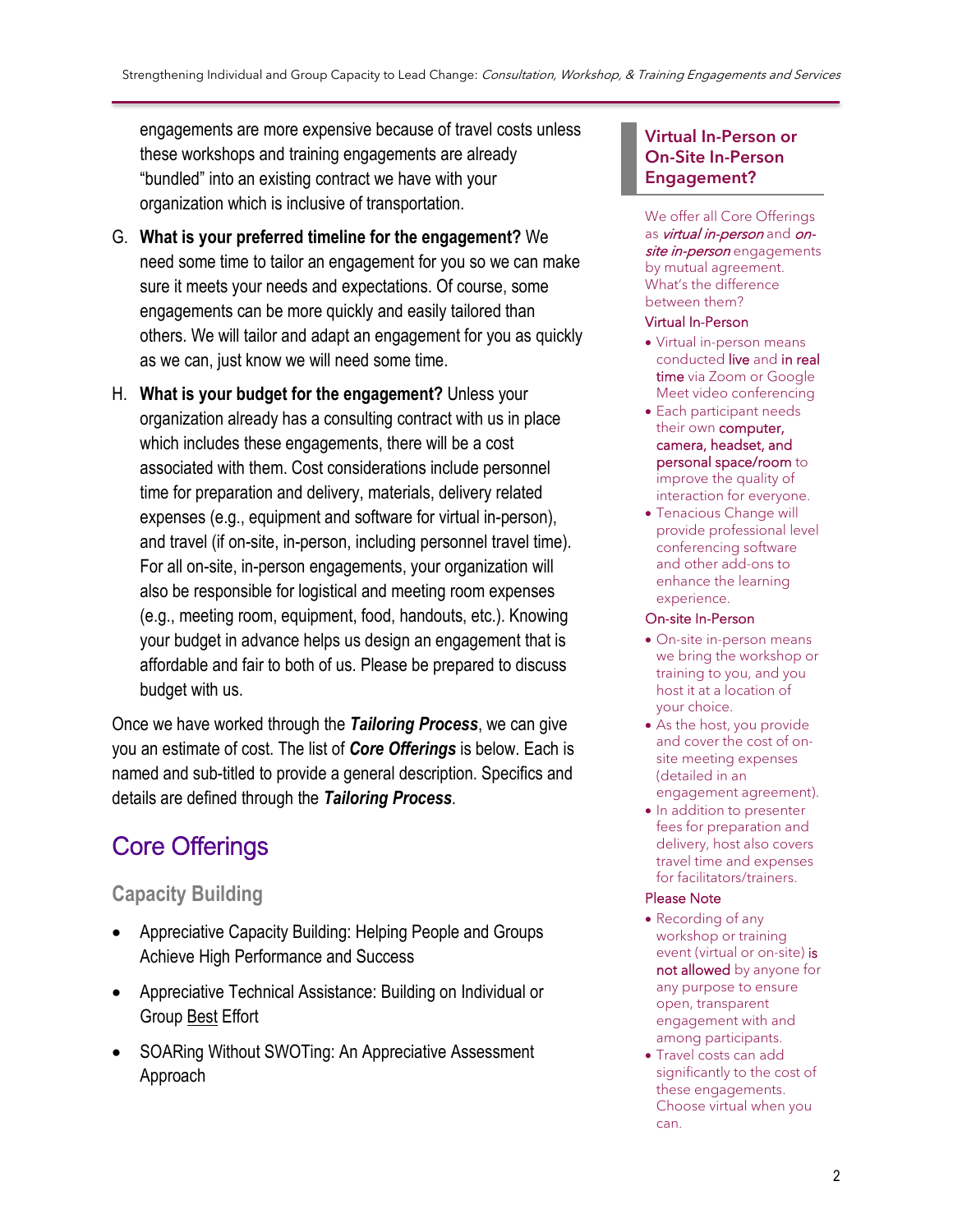engagements are more expensive because of travel costs unless these workshops and training engagements are already "bundled" into an existing contract we have with your organization which is inclusive of transportation.

G. **What is your preferred timeline for the engagement?** We need some time to tailor an engagement for you so we can make sure it meets your needs and expectations. Of course, some engagements can be more quickly and easily tailored than others. We will tailor and adapt an engagement for you as quickly as we can, just know we will need some time.

H. **What is your budget for the engagement?** Unless your organization already has a consulting contract with us in place which includes these engagements, there will be a cost associated with them. Cost considerations include personnel time for preparation and delivery, materials, delivery related expenses (e.g., equipment and software for virtual in-person), and travel (if on-site, in-person, including personnel travel time). For all on-site, in-person engagements, your organization will also be responsible for logistical and meeting room expenses (e.g., meeting room, equipment, food, handouts, etc.). Knowing your budget in advance helps us design an engagement that is affordable and fair to both of us. Please be prepared to discuss budget with us.

Once we have worked through the ***Tailoring Process***, we can give you an estimate of cost. The list of ***Core Offerings*** is below. Each is named and sub-titled to provide a general description. Specifics and details are defined through the ***Tailoring Process***.

## Core Offerings

### Capacity Building

- Appreciative Capacity Building: Helping People and Groups Achieve High Performance and Success
- Appreciative Technical Assistance: Building on Individual or Group Best Effort
- SOARing Without SWOTing: An Appreciative Assessment Approach

### Virtual In-Person or On-Site In-Person Engagement?

We offer all Core Offerings as *virtual in-person* and *on-site in-person* engagements by mutual agreement. What's the difference between them?

#### Virtual In-Person

- Virtual in-person means conducted live and in real time via Zoom or Google Meet video conferencing
- Each participant needs their own computer, camera, headset, and personal space/room to improve the quality of interaction for everyone.
- Tenacious Change will provide professional level conferencing software and other add-ons to enhance the learning experience.

#### On-site In-Person

- On-site in-person means we bring the workshop or training to you, and you host it at a location of your choice.
- As the host, you provide and cover the cost of on-site meeting expenses (detailed in an engagement agreement).
- In addition to presenter fees for preparation and delivery, host also covers travel time and expenses for facilitators/trainers.

#### Please Note

- Recording of any workshop or training event (virtual or on-site) is not allowed by anyone for any purpose to ensure open, transparent engagement with and among participants.
- Travel costs can add significantly to the cost of these engagements. Choose virtual when you can.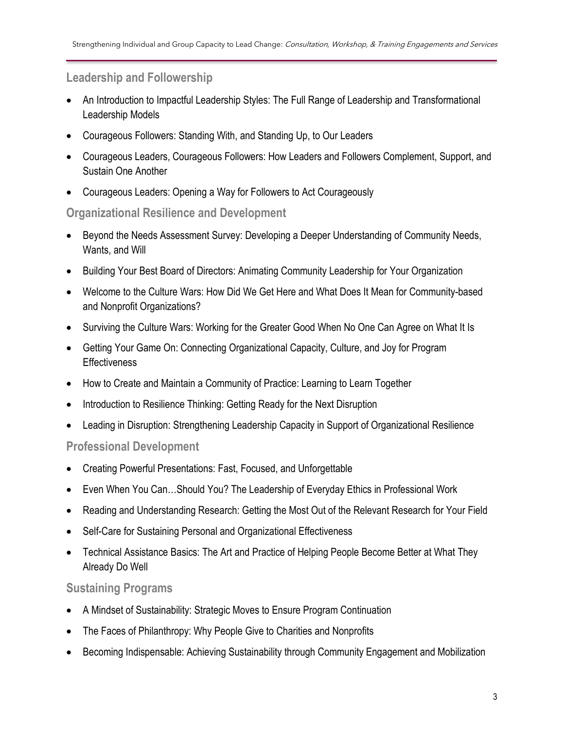## Leadership and Followership

- An Introduction to Impactful Leadership Styles: The Full Range of Leadership and Transformational Leadership Models
- Courageous Followers: Standing With, and Standing Up, to Our Leaders
- Courageous Leaders, Courageous Followers: How Leaders and Followers Complement, Support, and Sustain One Another
- Courageous Leaders: Opening a Way for Followers to Act Courageously

## Organizational Resilience and Development

- Beyond the Needs Assessment Survey: Developing a Deeper Understanding of Community Needs, Wants, and Will
- Building Your Best Board of Directors: Animating Community Leadership for Your Organization
- Welcome to the Culture Wars: How Did We Get Here and What Does It Mean for Community-based and Nonprofit Organizations?
- Surviving the Culture Wars: Working for the Greater Good When No One Can Agree on What It Is
- Getting Your Game On: Connecting Organizational Capacity, Culture, and Joy for Program Effectiveness
- How to Create and Maintain a Community of Practice: Learning to Learn Together
- Introduction to Resilience Thinking: Getting Ready for the Next Disruption
- Leading in Disruption: Strengthening Leadership Capacity in Support of Organizational Resilience

## Professional Development

- Creating Powerful Presentations: Fast, Focused, and Unforgettable
- Even When You Can…Should You? The Leadership of Everyday Ethics in Professional Work
- Reading and Understanding Research: Getting the Most Out of the Relevant Research for Your Field
- Self-Care for Sustaining Personal and Organizational Effectiveness
- Technical Assistance Basics: The Art and Practice of Helping People Become Better at What They Already Do Well

## Sustaining Programs

- A Mindset of Sustainability: Strategic Moves to Ensure Program Continuation
- The Faces of Philanthropy: Why People Give to Charities and Nonprofits
- Becoming Indispensable: Achieving Sustainability through Community Engagement and Mobilization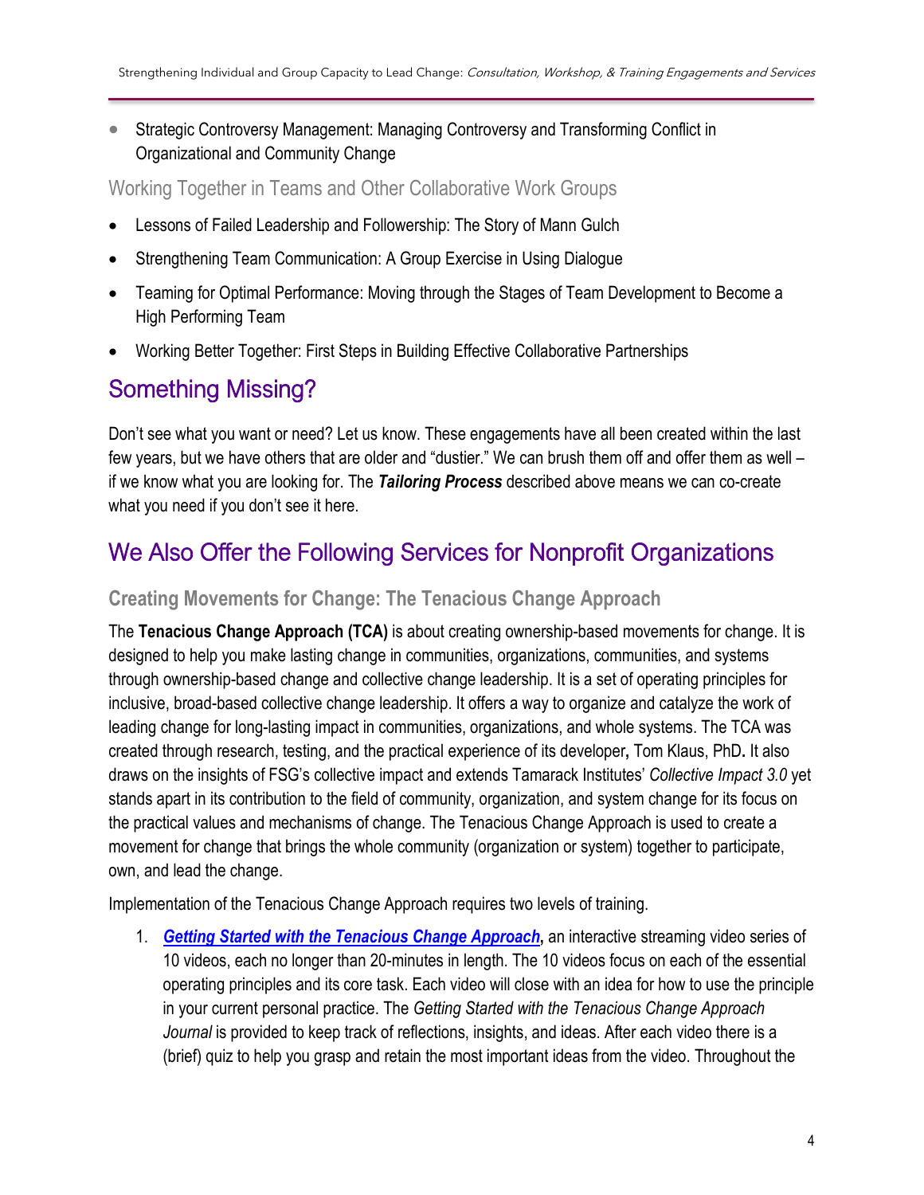- Strategic Controversy Management: Managing Controversy and Transforming Conflict in Organizational and Community Change

### Working Together in Teams and Other Collaborative Work Groups

- Lessons of Failed Leadership and Followership: The Story of Mann Gulch
- Strengthening Team Communication: A Group Exercise in Using Dialogue
- Teaming for Optimal Performance: Moving through the Stages of Team Development to Become a High Performing Team
- Working Better Together: First Steps in Building Effective Collaborative Partnerships

## Something Missing?

Don't see what you want or need? Let us know. These engagements have all been created within the last few years, but we have others that are older and "dustier." We can brush them off and offer them as well – if we know what you are looking for. The ***Tailoring Process*** described above means we can co-create what you need if you don't see it here.

## We Also Offer the Following Services for Nonprofit Organizations

### Creating Movements for Change: The Tenacious Change Approach

The **Tenacious Change Approach (TCA)** is about creating ownership-based movements for change. It is designed to help you make lasting change in communities, organizations, communities, and systems through ownership-based change and collective change leadership. It is a set of operating principles for inclusive, broad-based collective change leadership. It offers a way to organize and catalyze the work of leading change for long-lasting impact in communities, organizations, and whole systems. The TCA was created through research, testing, and the practical experience of its developer**,** Tom Klaus, PhD**.** It also draws on the insights of FSG's collective impact and extends Tamarack Institutes' *Collective Impact 3.0* yet stands apart in its contribution to the field of community, organization, and system change for its focus on the practical values and mechanisms of change. The Tenacious Change Approach is used to create a movement for change that brings the whole community (organization or system) together to participate, own, and lead the change.

Implementation of the Tenacious Change Approach requires two levels of training.

1. ***Getting Started with the Tenacious Change Approach*****,** an interactive streaming video series of 10 videos, each no longer than 20-minutes in length. The 10 videos focus on each of the essential operating principles and its core task. Each video will close with an idea for how to use the principle in your current personal practice. The *Getting Started with the Tenacious Change Approach Journal* is provided to keep track of reflections, insights, and ideas. After each video there is a (brief) quiz to help you grasp and retain the most important ideas from the video. Throughout the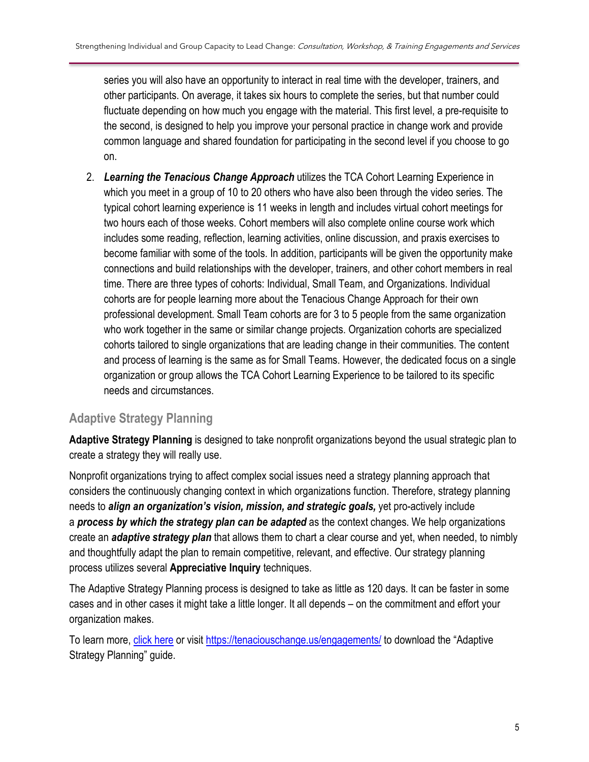series you will also have an opportunity to interact in real time with the developer, trainers, and other participants. On average, it takes six hours to complete the series, but that number could fluctuate depending on how much you engage with the material. This first level, a pre-requisite to the second, is designed to help you improve your personal practice in change work and provide common language and shared foundation for participating in the second level if you choose to go on.

2. ***Learning the Tenacious Change Approach*** utilizes the TCA Cohort Learning Experience in which you meet in a group of 10 to 20 others who have also been through the video series. The typical cohort learning experience is 11 weeks in length and includes virtual cohort meetings for two hours each of those weeks. Cohort members will also complete online course work which includes some reading, reflection, learning activities, online discussion, and praxis exercises to become familiar with some of the tools. In addition, participants will be given the opportunity make connections and build relationships with the developer, trainers, and other cohort members in real time. There are three types of cohorts: Individual, Small Team, and Organizations. Individual cohorts are for people learning more about the Tenacious Change Approach for their own professional development. Small Team cohorts are for 3 to 5 people from the same organization who work together in the same or similar change projects. Organization cohorts are specialized cohorts tailored to single organizations that are leading change in their communities. The content and process of learning is the same as for Small Teams. However, the dedicated focus on a single organization or group allows the TCA Cohort Learning Experience to be tailored to its specific needs and circumstances.

## Adaptive Strategy Planning

**Adaptive Strategy Planning** is designed to take nonprofit organizations beyond the usual strategic plan to create a strategy they will really use.

Nonprofit organizations trying to affect complex social issues need a strategy planning approach that considers the continuously changing context in which organizations function. Therefore, strategy planning needs to ***align an organization's vision, mission, and strategic goals,*** yet pro-actively include a ***process by which the strategy plan can be adapted*** as the context changes. We help organizations create an ***adaptive strategy plan*** that allows them to chart a clear course and yet, when needed, to nimbly and thoughtfully adapt the plan to remain competitive, relevant, and effective. Our strategy planning process utilizes several **Appreciative Inquiry** techniques.

The Adaptive Strategy Planning process is designed to take as little as 120 days. It can be faster in some cases and in other cases it might take a little longer. It all depends – on the commitment and effort your organization makes.

To learn more, [click here](https://tenaciouschange.us/engagements/) or visit https://tenaciouschange.us/engagements/ to download the "Adaptive Strategy Planning" guide.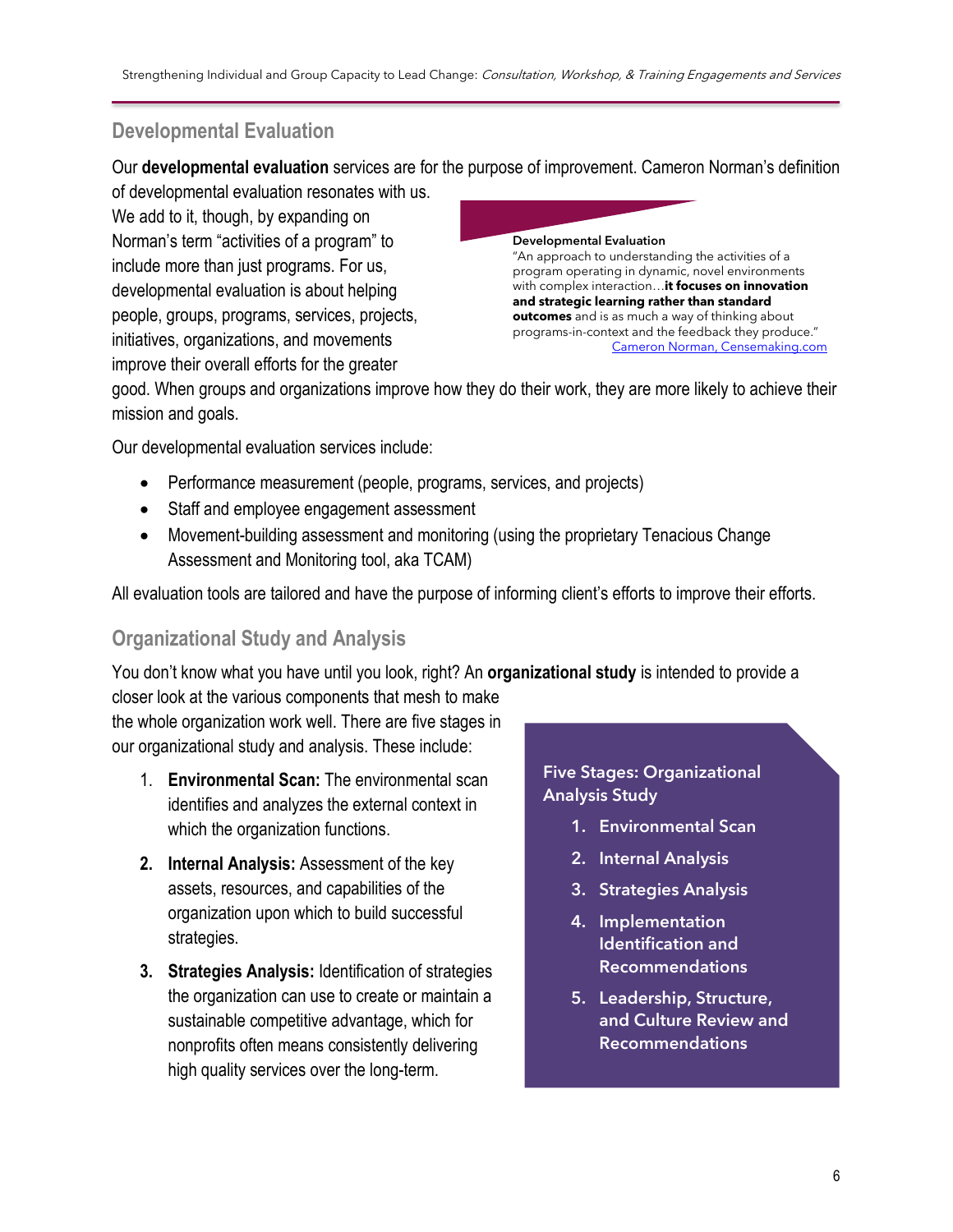## Developmental Evaluation

Our **developmental evaluation** services are for the purpose of improvement. Cameron Norman's definition of developmental evaluation resonates with us. We add to it, though, by expanding on Norman's term "activities of a program" to include more than just programs. For us, developmental evaluation is about helping people, groups, programs, services, projects, initiatives, organizations, and movements improve their overall efforts for the greater good. When groups and organizations improve how they do their work, they are more likely to achieve their mission and goals.

> **Developmental Evaluation**
> "An approach to understanding the activities of a program operating in dynamic, novel environments with complex interaction…**it focuses on innovation and strategic learning rather than standard outcomes** and is as much a way of thinking about programs-in-context and the feedback they produce."
> [Cameron Norman, Censemaking.com]

Our developmental evaluation services include:

- Performance measurement (people, programs, services, and projects)
- Staff and employee engagement assessment
- Movement-building assessment and monitoring (using the proprietary Tenacious Change Assessment and Monitoring tool, aka TCAM)

All evaluation tools are tailored and have the purpose of informing client's efforts to improve their efforts.

## Organizational Study and Analysis

You don't know what you have until you look, right? An **organizational study** is intended to provide a closer look at the various components that mesh to make the whole organization work well. There are five stages in our organizational study and analysis. These include:

1. **Environmental Scan:** The environmental scan identifies and analyzes the external context in which the organization functions.
2. **Internal Analysis:** Assessment of the key assets, resources, and capabilities of the organization upon which to build successful strategies.
3. **Strategies Analysis:** Identification of strategies the organization can use to create or maintain a sustainable competitive advantage, which for nonprofits often means consistently delivering high quality services over the long-term.

> **Five Stages: Organizational Analysis Study**
> 1. Environmental Scan
> 2. Internal Analysis
> 3. Strategies Analysis
> 4. Implementation Identification and Recommendations
> 5. Leadership, Structure, and Culture Review and Recommendations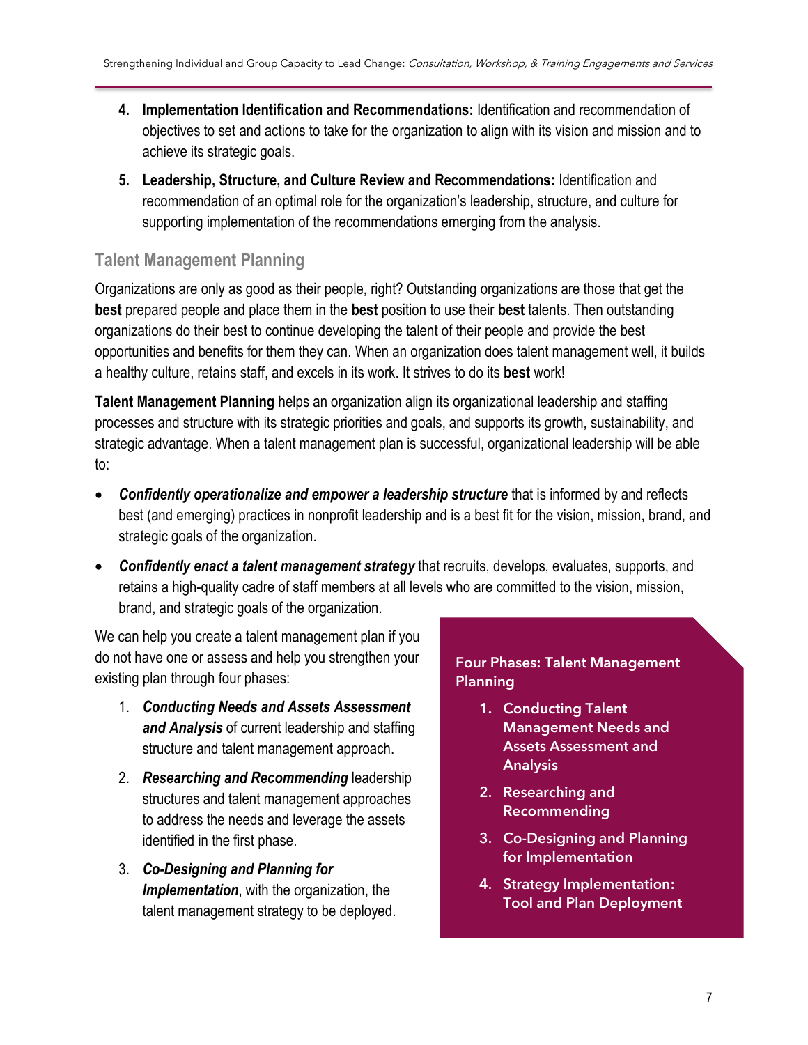4. **Implementation Identification and Recommendations:** Identification and recommendation of objectives to set and actions to take for the organization to align with its vision and mission and to achieve its strategic goals.

5. **Leadership, Structure, and Culture Review and Recommendations:** Identification and recommendation of an optimal role for the organization's leadership, structure, and culture for supporting implementation of the recommendations emerging from the analysis.

### Talent Management Planning

Organizations are only as good as their people, right? Outstanding organizations are those that get the **best** prepared people and place them in the **best** position to use their **best** talents. Then outstanding organizations do their best to continue developing the talent of their people and provide the best opportunities and benefits for them they can. When an organization does talent management well, it builds a healthy culture, retains staff, and excels in its work. It strives to do its **best** work!

**Talent Management Planning** helps an organization align its organizational leadership and staffing processes and structure with its strategic priorities and goals, and supports its growth, sustainability, and strategic advantage. When a talent management plan is successful, organizational leadership will be able to:

- ***Confidently operationalize and empower a leadership structure*** that is informed by and reflects best (and emerging) practices in nonprofit leadership and is a best fit for the vision, mission, brand, and strategic goals of the organization.
- ***Confidently enact a talent management strategy*** that recruits, develops, evaluates, supports, and retains a high-quality cadre of staff members at all levels who are committed to the vision, mission, brand, and strategic goals of the organization.

We can help you create a talent management plan if you do not have one or assess and help you strengthen your existing plan through four phases:

1. ***Conducting Needs and Assets Assessment and Analysis*** of current leadership and staffing structure and talent management approach.
2. ***Researching and Recommending*** leadership structures and talent management approaches to address the needs and leverage the assets identified in the first phase.
3. ***Co-Designing and Planning for Implementation***, with the organization, the talent management strategy to be deployed.

**Four Phases: Talent Management Planning**

1. Conducting Talent Management Needs and Assets Assessment and Analysis
2. Researching and Recommending
3. Co-Designing and Planning for Implementation
4. Strategy Implementation: Tool and Plan Deployment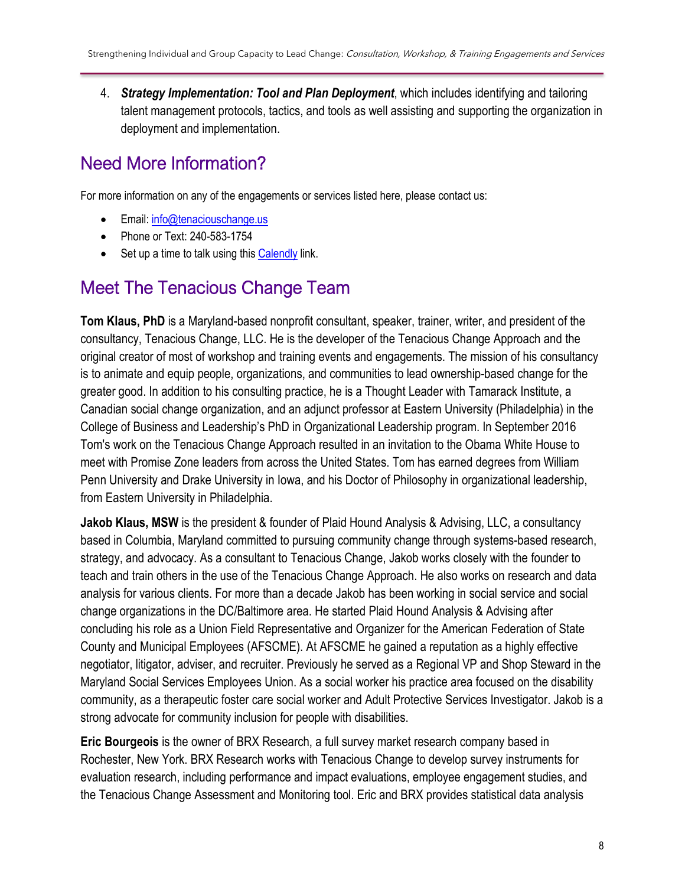4. ***Strategy Implementation: Tool and Plan Deployment***, which includes identifying and tailoring talent management protocols, tactics, and tools as well assisting and supporting the organization in deployment and implementation.

## Need More Information?

For more information on any of the engagements or services listed here, please contact us:

- Email: info@tenaciouschange.us
- Phone or Text: 240-583-1754
- Set up a time to talk using this Calendly link.

## Meet The Tenacious Change Team

**Tom Klaus, PhD** is a Maryland-based nonprofit consultant, speaker, trainer, writer, and president of the consultancy, Tenacious Change, LLC. He is the developer of the Tenacious Change Approach and the original creator of most of workshop and training events and engagements. The mission of his consultancy is to animate and equip people, organizations, and communities to lead ownership-based change for the greater good. In addition to his consulting practice, he is a Thought Leader with Tamarack Institute, a Canadian social change organization, and an adjunct professor at Eastern University (Philadelphia) in the College of Business and Leadership's PhD in Organizational Leadership program. In September 2016 Tom's work on the Tenacious Change Approach resulted in an invitation to the Obama White House to meet with Promise Zone leaders from across the United States. Tom has earned degrees from William Penn University and Drake University in Iowa, and his Doctor of Philosophy in organizational leadership, from Eastern University in Philadelphia.

**Jakob Klaus, MSW** is the president & founder of Plaid Hound Analysis & Advising, LLC, a consultancy based in Columbia, Maryland committed to pursuing community change through systems-based research, strategy, and advocacy. As a consultant to Tenacious Change, Jakob works closely with the founder to teach and train others in the use of the Tenacious Change Approach. He also works on research and data analysis for various clients. For more than a decade Jakob has been working in social service and social change organizations in the DC/Baltimore area. He started Plaid Hound Analysis & Advising after concluding his role as a Union Field Representative and Organizer for the American Federation of State County and Municipal Employees (AFSCME). At AFSCME he gained a reputation as a highly effective negotiator, litigator, adviser, and recruiter. Previously he served as a Regional VP and Shop Steward in the Maryland Social Services Employees Union. As a social worker his practice area focused on the disability community, as a therapeutic foster care social worker and Adult Protective Services Investigator. Jakob is a strong advocate for community inclusion for people with disabilities.

**Eric Bourgeois** is the owner of BRX Research, a full survey market research company based in Rochester, New York. BRX Research works with Tenacious Change to develop survey instruments for evaluation research, including performance and impact evaluations, employee engagement studies, and the Tenacious Change Assessment and Monitoring tool. Eric and BRX provides statistical data analysis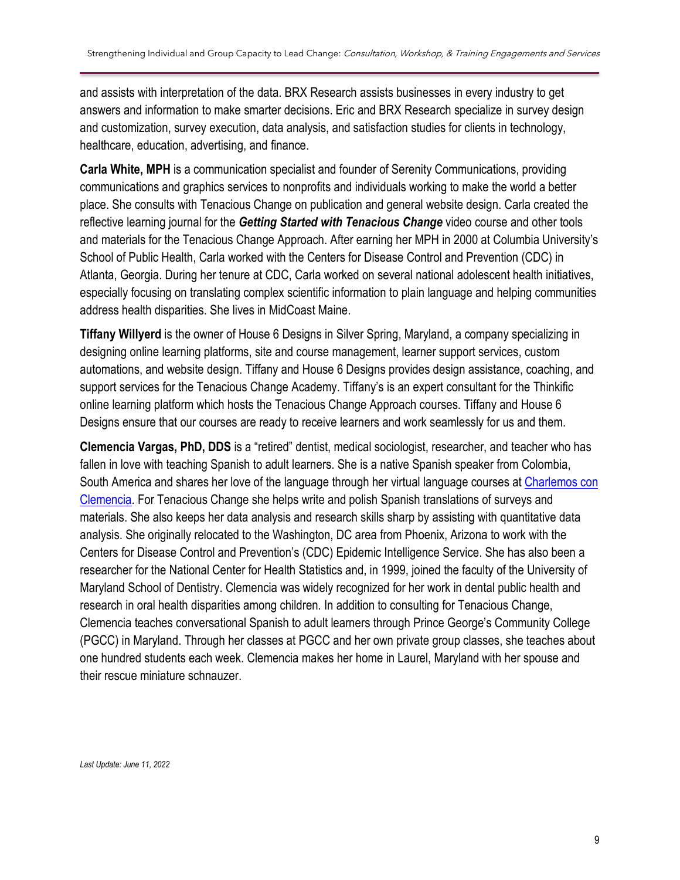and assists with interpretation of the data. BRX Research assists businesses in every industry to get answers and information to make smarter decisions. Eric and BRX Research specialize in survey design and customization, survey execution, data analysis, and satisfaction studies for clients in technology, healthcare, education, advertising, and finance.

**Carla White, MPH** is a communication specialist and founder of Serenity Communications, providing communications and graphics services to nonprofits and individuals working to make the world a better place. She consults with Tenacious Change on publication and general website design. Carla created the reflective learning journal for the ***Getting Started with Tenacious Change*** video course and other tools and materials for the Tenacious Change Approach. After earning her MPH in 2000 at Columbia University's School of Public Health, Carla worked with the Centers for Disease Control and Prevention (CDC) in Atlanta, Georgia. During her tenure at CDC, Carla worked on several national adolescent health initiatives, especially focusing on translating complex scientific information to plain language and helping communities address health disparities. She lives in MidCoast Maine.

**Tiffany Willyerd** is the owner of House 6 Designs in Silver Spring, Maryland, a company specializing in designing online learning platforms, site and course management, learner support services, custom automations, and website design. Tiffany and House 6 Designs provides design assistance, coaching, and support services for the Tenacious Change Academy. Tiffany's is an expert consultant for the Thinkific online learning platform which hosts the Tenacious Change Approach courses. Tiffany and House 6 Designs ensure that our courses are ready to receive learners and work seamlessly for us and them.

**Clemencia Vargas, PhD, DDS** is a "retired" dentist, medical sociologist, researcher, and teacher who has fallen in love with teaching Spanish to adult learners. She is a native Spanish speaker from Colombia, South America and shares her love of the language through her virtual language courses at Charlemos con Clemencia. For Tenacious Change she helps write and polish Spanish translations of surveys and materials. She also keeps her data analysis and research skills sharp by assisting with quantitative data analysis. She originally relocated to the Washington, DC area from Phoenix, Arizona to work with the Centers for Disease Control and Prevention's (CDC) Epidemic Intelligence Service. She has also been a researcher for the National Center for Health Statistics and, in 1999, joined the faculty of the University of Maryland School of Dentistry. Clemencia was widely recognized for her work in dental public health and research in oral health disparities among children. In addition to consulting for Tenacious Change, Clemencia teaches conversational Spanish to adult learners through Prince George's Community College (PGCC) in Maryland. Through her classes at PGCC and her own private group classes, she teaches about one hundred students each week. Clemencia makes her home in Laurel, Maryland with her spouse and their rescue miniature schnauzer.

*Last Update: June 11, 2022*